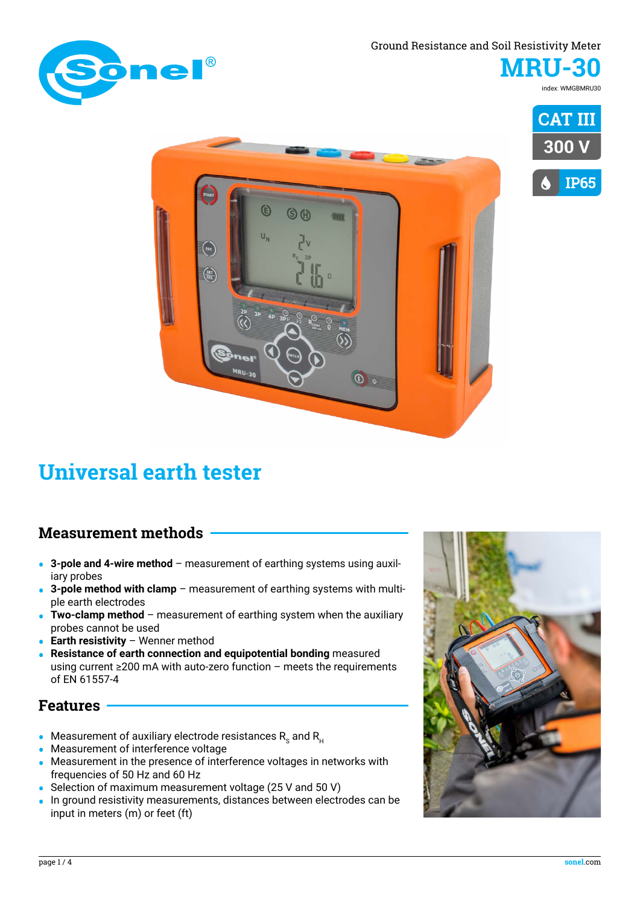Ground Resistance and Soil Resistivity Meter

# MRU-30

index: WMGBMRU30

CAT III

300 V

IP65

# Universal earth tester

## Measurement methods

- **3-pole and 4-wire method** – measurement of earthing systems using auxiliary probes
- **3-pole method with clamp** – measurement of earthing systems with multiple earth electrodes
- **Two-clamp method** – measurement of earthing system when the auxiliary probes cannot be used
- **Earth resistivity** – Wenner method
- **Resistance of earth connection and equipotential bonding** measured using current ≥200 mA with auto-zero function – meets the requirements of EN 61557-4

## Features

- Measurement of auxiliary electrode resistances $R_S$ and $R_H$
- Measurement of interference voltage
- Measurement in the presence of interference voltages in networks with frequencies of 50 Hz and 60 Hz
- Selection of maximum measurement voltage (25 V and 50 V)
- In ground resistivity measurements, distances between electrodes can be input in meters (m) or feet (ft)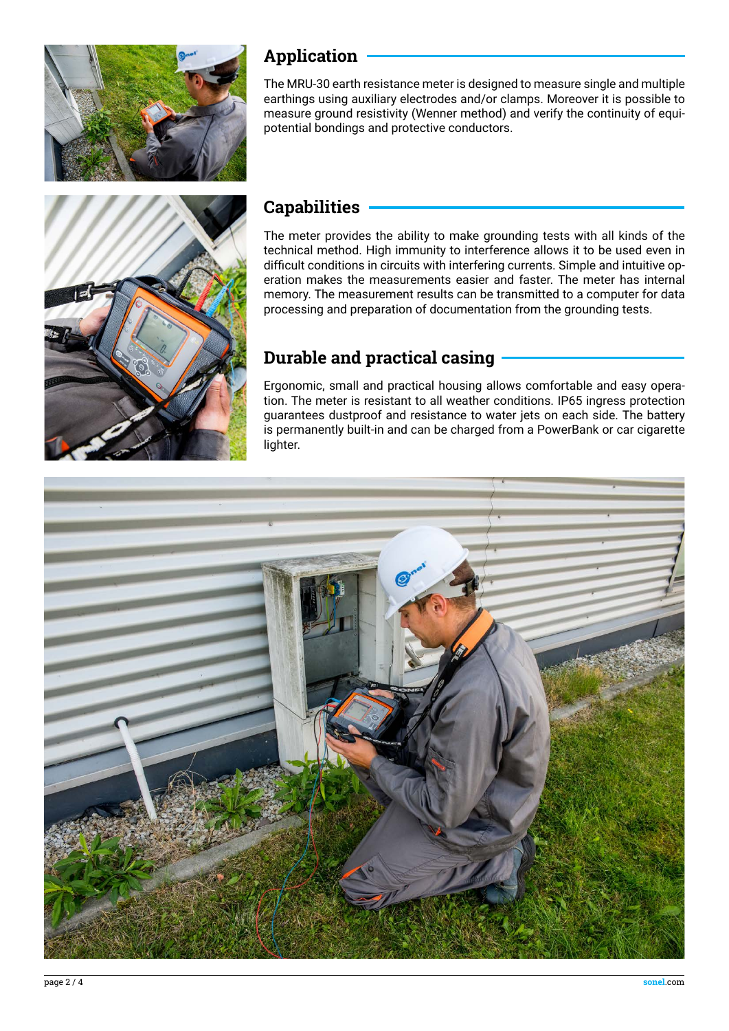## Application

The MRU-30 earth resistance meter is designed to measure single and multiple earthings using auxiliary electrodes and/or clamps. Moreover it is possible to measure ground resistivity (Wenner method) and verify the continuity of equipotential bondings and protective conductors.

## Capabilities

The meter provides the ability to make grounding tests with all kinds of the technical method. High immunity to interference allows it to be used even in difficult conditions in circuits with interfering currents. Simple and intuitive operation makes the measurements easier and faster. The meter has internal memory. The measurement results can be transmitted to a computer for data processing and preparation of documentation from the grounding tests.

## Durable and practical casing

Ergonomic, small and practical housing allows comfortable and easy operation. The meter is resistant to all weather conditions. IP65 ingress protection guarantees dustproof and resistance to water jets on each side. The battery is permanently built-in and can be charged from a PowerBank or car cigarette lighter.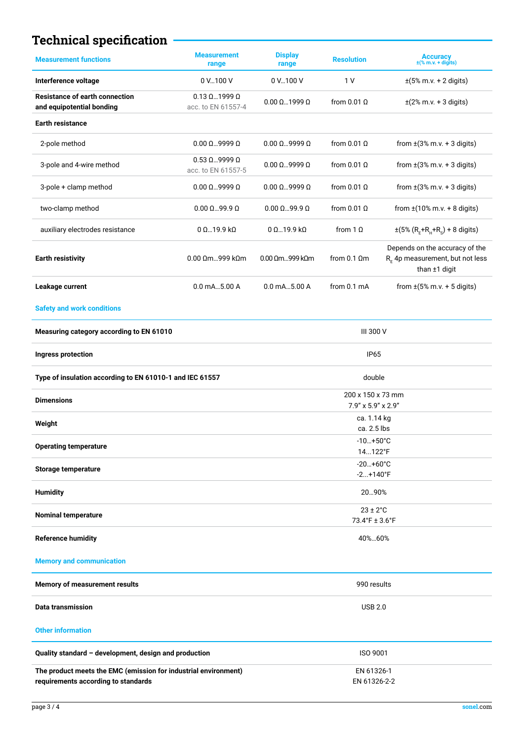# Technical specification

| Measurement functions | Measurement range | Display range | Resolution | Accuracy ±(% m.v. + digits) |
|---|---|---|---|---|
| **Interference voltage** | 0 V...100 V | 0 V...100 V | 1 V | ±(5% m.v. + 2 digits) |
| **Resistance of earth connection and equipotential bonding** | 0.13 Ω...1999 Ω acc. to EN 61557-4 | 0.00 Ω...1999 Ω | from 0.01 Ω | ±(2% m.v. + 3 digits) |
| **Earth resistance** | | | | |
| 2-pole method | 0.00 Ω...9999 Ω | 0.00 Ω...9999 Ω | from 0.01 Ω | from ±(3% m.v. + 3 digits) |
| 3-pole and 4-wire method | 0.53 Ω...9999 Ω acc. to EN 61557-5 | 0.00 Ω...9999 Ω | from 0.01 Ω | from ±(3% m.v. + 3 digits) |
| 3-pole + clamp method | 0.00 Ω...9999 Ω | 0.00 Ω...9999 Ω | from 0.01 Ω | from ±(3% m.v. + 3 digits) |
| two-clamp method | 0.00 Ω...99.9 Ω | 0.00 Ω...99.9 Ω | from 0.01 Ω | from ±(10% m.v. + 8 digits) |
| auxiliary electrodes resistance | 0 Ω...19.9 kΩ | 0 Ω...19.9 kΩ | from 1 Ω | ±(5% ($R_E$+$R_H$+$R_S$) + 8 digits) |
| **Earth resistivity** | 0.00 Ωm...999 kΩm | 0.00 Ωm...999 kΩm | from 0.1 Ωm | Depends on the accuracy of the $R_E$ 4p measurement, but not less than ±1 digit |
| **Leakage current** | 0.0 mA...5.00 A | 0.0 mA...5.00 A | from 0.1 mA | from ±(5% m.v. + 5 digits) |

## Safety and work conditions

| | |
|---|---|
| **Measuring category according to EN 61010** | III 300 V |
| **Ingress protection** | IP65 |
| **Type of insulation according to EN 61010-1 and IEC 61557** | double |
| **Dimensions** | 200 x 150 x 73 mm<br>7.9" x 5.9" x 2.9" |
| **Weight** | ca. 1.14 kg<br>ca. 2.5 lbs |
| **Operating temperature** | -10...+50°C<br>14...122°F |
| **Storage temperature** | -20...+60°C<br>-2...+140°F |
| **Humidity** | 20...90% |
| **Nominal temperature** | 23 ± 2°C<br>73.4°F ± 3.6°F |
| **Reference humidity** | 40%...60% |

## Memory and communication

| | |
|---|---|
| **Memory of measurement results** | 990 results |
| **Data transmission** | USB 2.0 |

## Other information

| | |
|---|---|
| **Quality standard – development, design and production** | ISO 9001 |
| **The product meets the EMC (emission for industrial environment) requirements according to standards** | EN 61326-1<br>EN 61326-2-2 |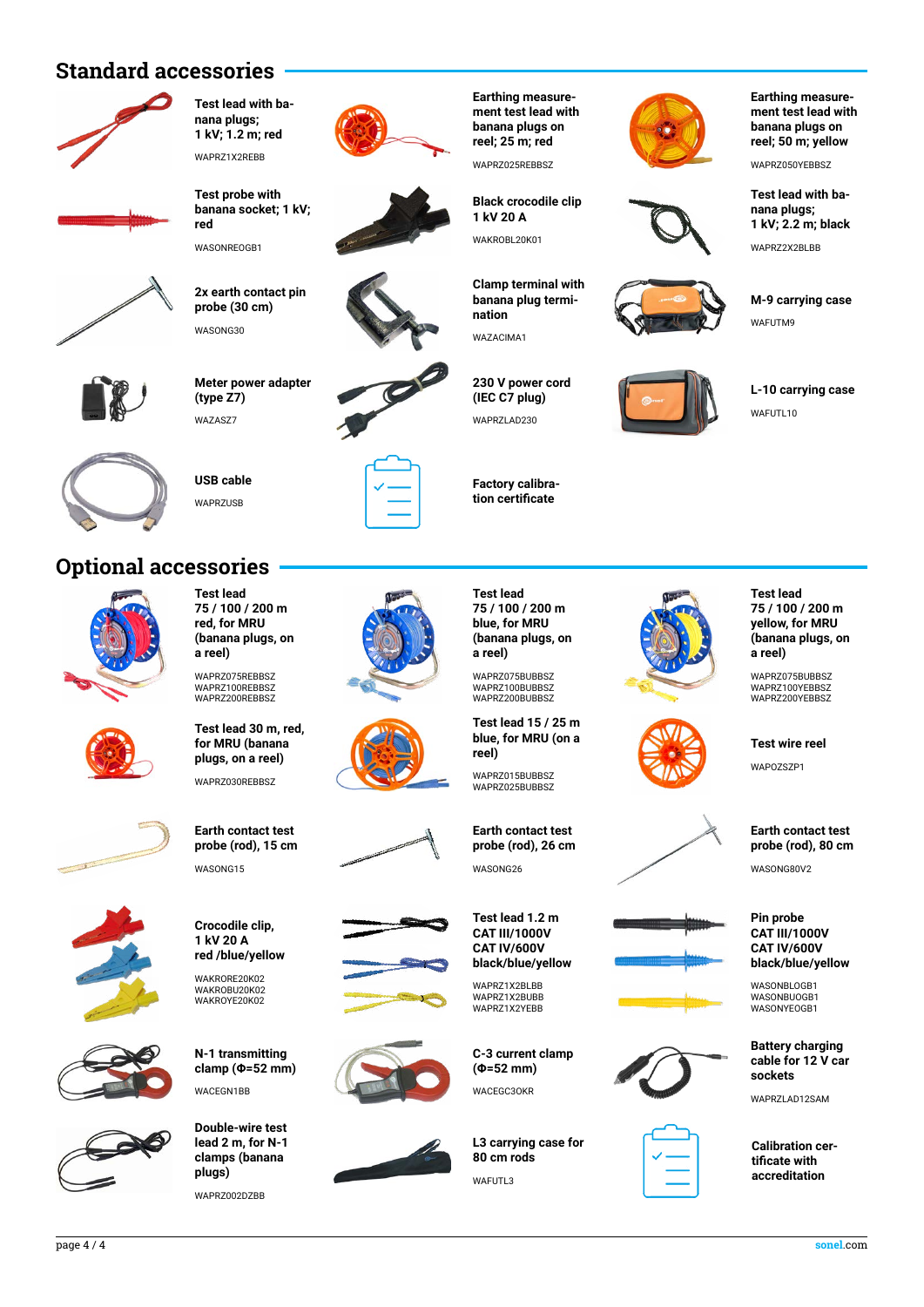## Standard accessories

**Test lead with banana plugs; 1 kV; 1.2 m; red**
WAPRZ1X2REBB

**Earthing measurement test lead with banana plugs on reel; 25 m; red**
WAPRZ025REBBSZ

**Earthing measurement test lead with banana plugs on reel; 50 m; yellow**
WAPRZ050YEBBSZ

**Test probe with banana socket; 1 kV; red**
WASONREOGB1

**Black crocodile clip 1 kV 20 A**
WAKROBL20K01

**Test lead with banana plugs; 1 kV; 2.2 m; black**
WAPRZ2X2BLBB

**2x earth contact pin probe (30 cm)**
WASONG30

**Clamp terminal with banana plug termination**
WAZACIMA1

**M-9 carrying case**
WAFUTM9

**Meter power adapter (type Z7)**
WAZASZ7

**230 V power cord (IEC C7 plug)**
WAPRZLAD230

**L-10 carrying case**
WAFUTL10

**USB cable**
WAPRZUSB

**Factory calibration certificate**

## Optional accessories

**Test lead 75 / 100 / 200 m red, for MRU (banana plugs, on a reel)**
WAPRZ075REBBSZ
WAPRZ100REBBSZ
WAPRZ200REBBSZ

**Test lead 75 / 100 / 200 m blue, for MRU (banana plugs, on a reel)**
WAPRZ075BUBBSZ
WAPRZ100BUBBSZ
WAPRZ200BUBBSZ

**Test lead 75 / 100 / 200 m yellow, for MRU (banana plugs, on a reel)**
WAPRZ075BUBBSZ
WAPRZ100YEBBSZ
WAPRZ200YEBBSZ

**Test lead 30 m, red, for MRU (banana plugs, on a reel)**
WAPRZ030REBBSZ

**Test lead 15 / 25 m blue, for MRU (on a reel)**
WAPRZ015BUBBSZ
WAPRZ025BUBBSZ

**Test wire reel**
WAPOZSZP1

**Earth contact test probe (rod), 15 cm**
WASONG15

**Earth contact test probe (rod), 26 cm**
WASONG26

**Earth contact test probe (rod), 80 cm**
WASONG80V2

**Crocodile clip, 1 kV 20 A red /blue/yellow**
WAKRORE20K02
WAKROBU20K02
WAKROYE20K02

**Test lead 1.2 m CAT III/1000V CAT IV/600V black/blue/yellow**
WAPRZ1X2BLBB
WAPRZ1X2BUBB
WAPRZ1X2YEBB

**Pin probe CAT III/1000V CAT IV/600V black/blue/yellow**
WASONBLOGB1
WASONBUOGB1
WASONYEOGB1

**N-1 transmitting clamp (Φ=52 mm)**
WACEGN1BB

**C-3 current clamp (Φ=52 mm)**
WACEGC3OKR

**Battery charging cable for 12 V car sockets**
WAPRZLAD12SAM

**Double-wire test lead 2 m, for N-1 clamps (banana plugs)**
WAPRZ002DZBB

**L3 carrying case for 80 cm rods**
WAFUTL3

**Calibration certificate with accreditation**